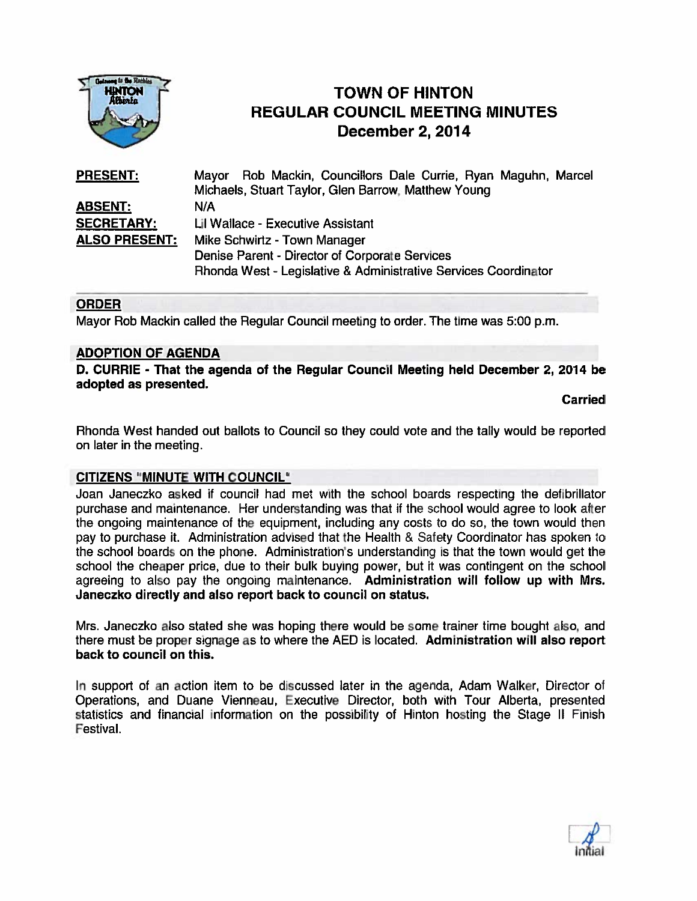# TOWN OF HINTON
## REGULAR COUNCIL MEETING MINUTES
## December 2, 2014

| | |
|---|---|
| **PRESENT:** | Mayor Rob Mackin, Councillors Dale Currie, Ryan Maguhn, Marcel Michaels, Stuart Taylor, Glen Barrow, Matthew Young |
| **ABSENT:** | N/A |
| **SECRETARY:** | Lil Wallace - Executive Assistant |
| **ALSO PRESENT:** | Mike Schwirtz - Town Manager<br>Denise Parent - Director of Corporate Services<br>Rhonda West - Legislative & Administrative Services Coordinator |

### ORDER

Mayor Rob Mackin called the Regular Council meeting to order. The time was 5:00 p.m.

### ADOPTION OF AGENDA

**D. CURRIE - That the agenda of the Regular Council Meeting held December 2, 2014 be adopted as presented.**

**Carried**

Rhonda West handed out ballots to Council so they could vote and the tally would be reported on later in the meeting.

### CITIZENS "MINUTE WITH COUNCIL"

Joan Janeczko asked if council had met with the school boards respecting the defibrillator purchase and maintenance. Her understanding was that if the school would agree to look after the ongoing maintenance of the equipment, including any costs to do so, the town would then pay to purchase it. Administration advised that the Health & Safety Coordinator has spoken to the school boards on the phone. Administration's understanding is that the town would get the school the cheaper price, due to their bulk buying power, but it was contingent on the school agreeing to also pay the ongoing maintenance. **Administration will follow up with Mrs. Janeczko directly and also report back to council on status.**

Mrs. Janeczko also stated she was hoping there would be some trainer time bought also, and there must be proper signage as to where the AED is located. **Administration will also report back to council on this.**

In support of an action item to be discussed later in the agenda, Adam Walker, Director of Operations, and Duane Vienneau, Executive Director, both with Tour Alberta, presented statistics and financial information on the possibility of Hinton hosting the Stage II Finish Festival.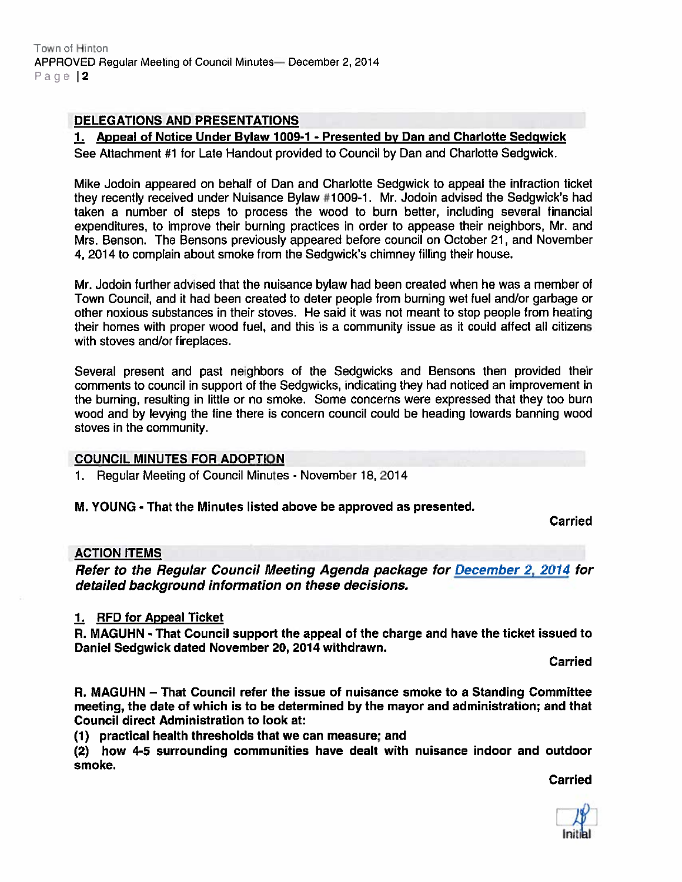## DELEGATIONS AND PRESENTATIONS

### 1. Appeal of Notice Under Bylaw 1009-1 - Presented by Dan and Charlotte Sedgwick

See Attachment #1 for Late Handout provided to Council by Dan and Charlotte Sedgwick.

Mike Jodoin appeared on behalf of Dan and Charlotte Sedgwick to appeal the infraction ticket they recently received under Nuisance Bylaw #1009-1. Mr. Jodoin advised the Sedgwick's had taken a number of steps to process the wood to burn better, including several financial expenditures, to improve their burning practices in order to appease their neighbors, Mr. and Mrs. Benson. The Bensons previously appeared before council on October 21, and November 4, 2014 to complain about smoke from the Sedgwick's chimney filling their house.

Mr. Jodoin further advised that the nuisance bylaw had been created when he was a member of Town Council, and it had been created to deter people from burning wet fuel and/or garbage or other noxious substances in their stoves. He said it was not meant to stop people from heating their homes with proper wood fuel, and this is a community issue as it could affect all citizens with stoves and/or fireplaces.

Several present and past neighbors of the Sedgwicks and Bensons then provided their comments to council in support of the Sedgwicks, indicating they had noticed an improvement in the burning, resulting in little or no smoke. Some concerns were expressed that they too burn wood and by levying the fine there is concern council could be heading towards banning wood stoves in the community.

## COUNCIL MINUTES FOR ADOPTION

1. Regular Meeting of Council Minutes - November 18, 2014

**M. YOUNG - That the Minutes listed above be approved as presented.**

**Carried**

## ACTION ITEMS

***Refer to the Regular Council Meeting Agenda package for December 2, 2014 for detailed background information on these decisions.***

### 1. RFD for Appeal Ticket

**R. MAGUHN - That Council support the appeal of the charge and have the ticket issued to Daniel Sedgwick dated November 20, 2014 withdrawn.**

**Carried**

**R. MAGUHN – That Council refer the issue of nuisance smoke to a Standing Committee meeting, the date of which is to be determined by the mayor and administration; and that Council direct Administration to look at:**

**(1) practical health thresholds that we can measure; and**

**(2) how 4-5 surrounding communities have dealt with nuisance indoor and outdoor smoke.**

**Carried**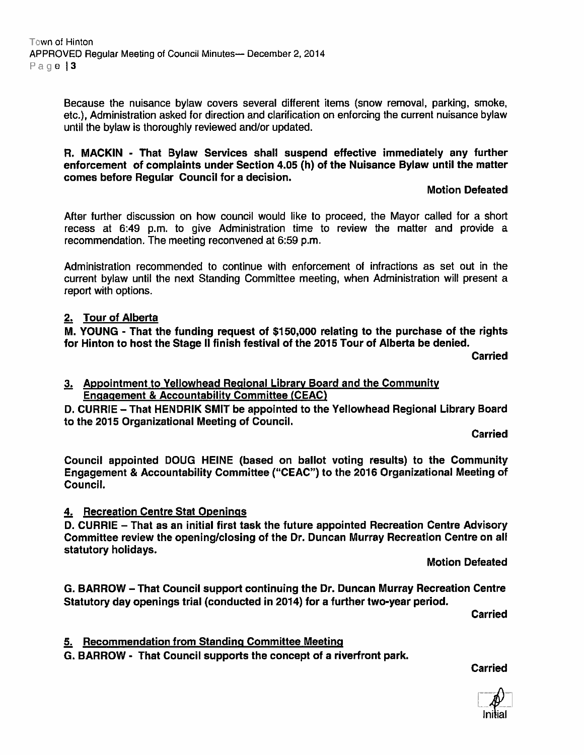Because the nuisance bylaw covers several different items (snow removal, parking, smoke, etc.), Administration asked for direction and clarification on enforcing the current nuisance bylaw until the bylaw is thoroughly reviewed and/or updated.

**R. MACKIN - That Bylaw Services shall suspend effective immediately any further enforcement of complaints under Section 4.05 (h) of the Nuisance Bylaw until the matter comes before Regular Council for a decision.**

**Motion Defeated**

After further discussion on how council would like to proceed, the Mayor called for a short recess at 6:49 p.m. to give Administration time to review the matter and provide a recommendation. The meeting reconvened at 6:59 p.m.

Administration recommended to continue with enforcement of infractions as set out in the current bylaw until the next Standing Committee meeting, when Administration will present a report with options.

**2. Tour of Alberta**

**M. YOUNG - That the funding request of $150,000 relating to the purchase of the rights for Hinton to host the Stage II finish festival of the 2015 Tour of Alberta be denied.**

**Carried**

**3. Appointment to Yellowhead Regional Library Board and the Community Engagement & Accountability Committee (CEAC)**

**D. CURRIE – That HENDRIK SMIT be appointed to the Yellowhead Regional Library Board to the 2015 Organizational Meeting of Council.**

**Carried**

**Council appointed DOUG HEINE (based on ballot voting results) to the Community Engagement & Accountability Committee ("CEAC") to the 2016 Organizational Meeting of Council.**

**4. Recreation Centre Stat Openings**

**D. CURRIE – That as an initial first task the future appointed Recreation Centre Advisory Committee review the opening/closing of the Dr. Duncan Murray Recreation Centre on all statutory holidays.**

**Motion Defeated**

**G. BARROW – That Council support continuing the Dr. Duncan Murray Recreation Centre Statutory day openings trial (conducted in 2014) for a further two-year period.**

**Carried**

**5. Recommendation from Standing Committee Meeting**

**G. BARROW - That Council supports the concept of a riverfront park.**

**Carried**

Initial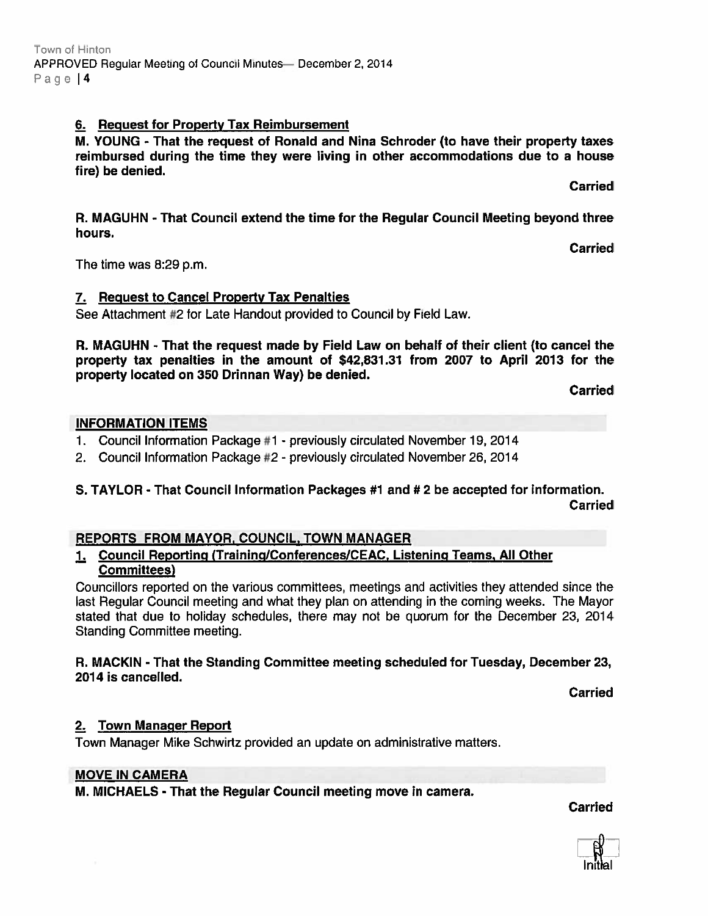### 6. Request for Property Tax Reimbursement

**M. YOUNG - That the request of Ronald and Nina Schroder (to have their property taxes reimbursed during the time they were living in other accommodations due to a house fire) be denied.**

**Carried**

**R. MAGUHN - That Council extend the time for the Regular Council Meeting beyond three hours.**

**Carried**

The time was 8:29 p.m.

### 7. Request to Cancel Property Tax Penalties

See Attachment #2 for Late Handout provided to Council by Field Law.

**R. MAGUHN - That the request made by Field Law on behalf of their client (to cancel the property tax penalties in the amount of $42,831.31 from 2007 to April 2013 for the property located on 350 Drinnan Way) be denied.**

**Carried**

## INFORMATION ITEMS

1. Council Information Package #1 - previously circulated November 19, 2014
2. Council Information Package #2 - previously circulated November 26, 2014

**S. TAYLOR - That Council Information Packages #1 and # 2 be accepted for information.**

**Carried**

## REPORTS FROM MAYOR, COUNCIL, TOWN MANAGER

### 1. Council Reporting (Training/Conferences/CEAC, Listening Teams, All Other Committees)

Councillors reported on the various committees, meetings and activities they attended since the last Regular Council meeting and what they plan on attending in the coming weeks. The Mayor stated that due to holiday schedules, there may not be quorum for the December 23, 2014 Standing Committee meeting.

**R. MACKIN - That the Standing Committee meeting scheduled for Tuesday, December 23, 2014 is cancelled.**

**Carried**

### 2. Town Manager Report

Town Manager Mike Schwirtz provided an update on administrative matters.

## MOVE IN CAMERA

**M. MICHAELS - That the Regular Council meeting move in camera.**

**Carried**

Initial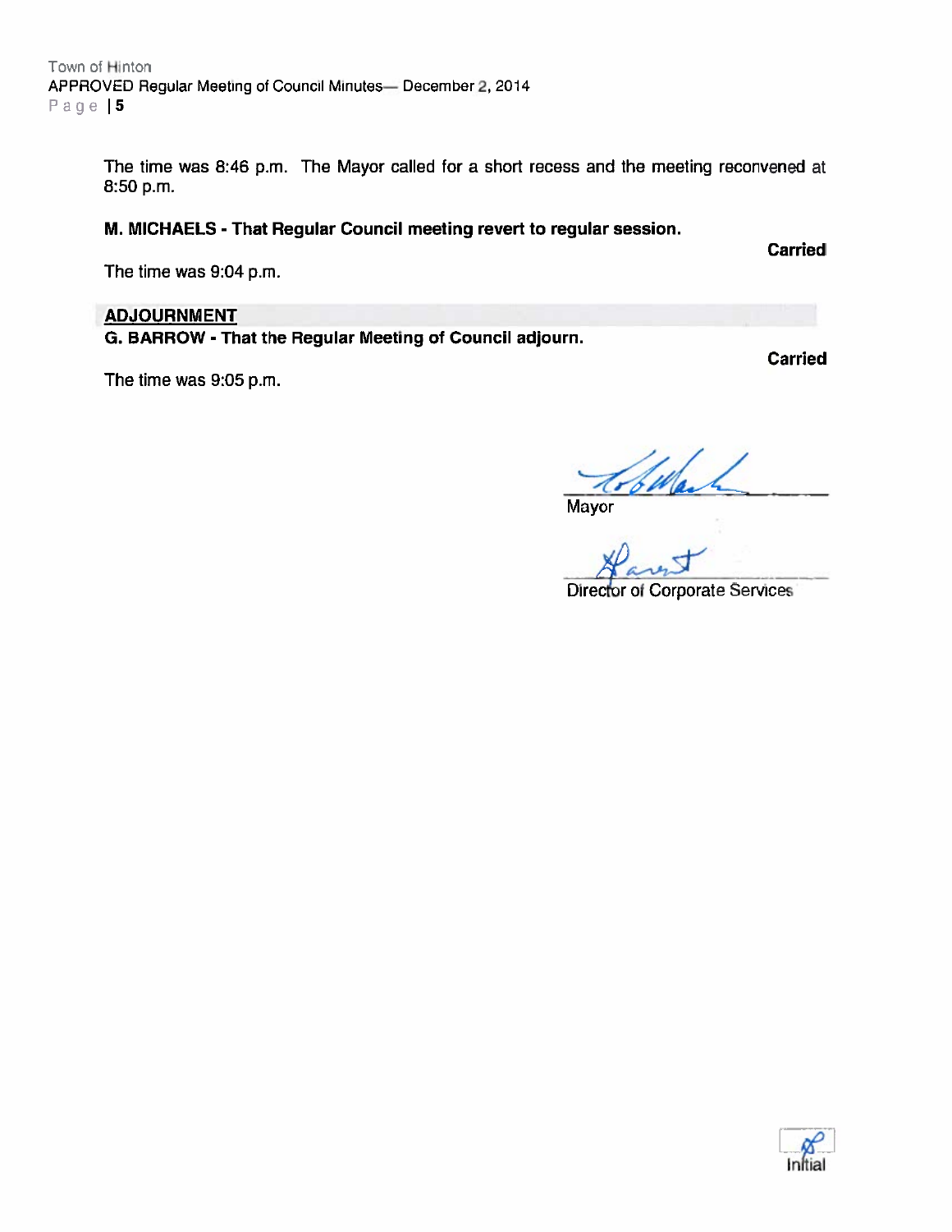The time was 8:46 p.m. The Mayor called for a short recess and the meeting reconvened at 8:50 p.m.

**M. MICHAELS - That Regular Council meeting revert to regular session.**

**Carried**

The time was 9:04 p.m.

## ADJOURNMENT

**G. BARROW - That the Regular Meeting of Council adjourn.**

**Carried**

The time was 9:05 p.m.

Mayor

Director of Corporate Services

Initial